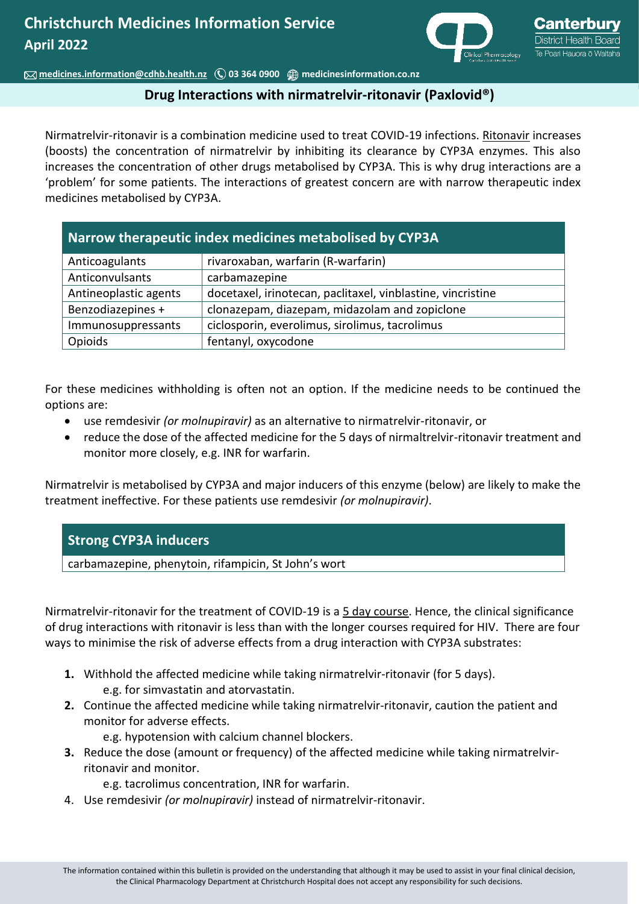# Christchurch Medicines Information Service

**April 2022**

medicines.information@cdhb.health.nz 03 364 0900 medicinesinformation.co.nz

## Drug Interactions with nirmatrelvir-ritonavir (Paxlovid®)

Nirmatrelvir-ritonavir is a combination medicine used to treat COVID-19 infections. Ritonavir increases (boosts) the concentration of nirmatrelvir by inhibiting its clearance by CYP3A enzymes. This also increases the concentration of other drugs metabolised by CYP3A. This is why drug interactions are a 'problem' for some patients. The interactions of greatest concern are with narrow therapeutic index medicines metabolised by CYP3A.

| Narrow therapeutic index medicines metabolised by CYP3A | |
|---|---|
| Anticoagulants | rivaroxaban, warfarin (R-warfarin) |
| Anticonvulsants | carbamazepine |
| Antineoplastic agents | docetaxel, irinotecan, paclitaxel, vinblastine, vincristine |
| Benzodiazepines + | clonazepam, diazepam, midazolam and zopiclone |
| Immunosuppressants | ciclosporin, everolimus, sirolimus, tacrolimus |
| Opioids | fentanyl, oxycodone |

For these medicines withholding is often not an option. If the medicine needs to be continued the options are:

- use remdesivir *(or molnupiravir)* as an alternative to nirmatrelvir-ritonavir, or
- reduce the dose of the affected medicine for the 5 days of nirmaltrelvir-ritonavir treatment and monitor more closely, e.g. INR for warfarin.

Nirmatrelvir is metabolised by CYP3A and major inducers of this enzyme (below) are likely to make the treatment ineffective. For these patients use remdesivir *(or molnupiravir)*.

| Strong CYP3A inducers |
|---|
| carbamazepine, phenytoin, rifampicin, St John's wort |

Nirmatrelvir-ritonavir for the treatment of COVID-19 is a 5 day course. Hence, the clinical significance of drug interactions with ritonavir is less than with the longer courses required for HIV. There are four ways to minimise the risk of adverse effects from a drug interaction with CYP3A substrates:

1. Withhold the affected medicine while taking nirmatrelvir-ritonavir (for 5 days).
   e.g. for simvastatin and atorvastatin.
2. Continue the affected medicine while taking nirmatrelvir-ritonavir, caution the patient and monitor for adverse effects.
   e.g. hypotension with calcium channel blockers.
3. Reduce the dose (amount or frequency) of the affected medicine while taking nirmatrelvir-ritonavir and monitor.
   e.g. tacrolimus concentration, INR for warfarin.
4. Use remdesivir *(or molnupiravir)* instead of nirmatrelvir-ritonavir.

The information contained within this bulletin is provided on the understanding that although it may be used to assist in your final clinical decision, the Clinical Pharmacology Department at Christchurch Hospital does not accept any responsibility for such decisions.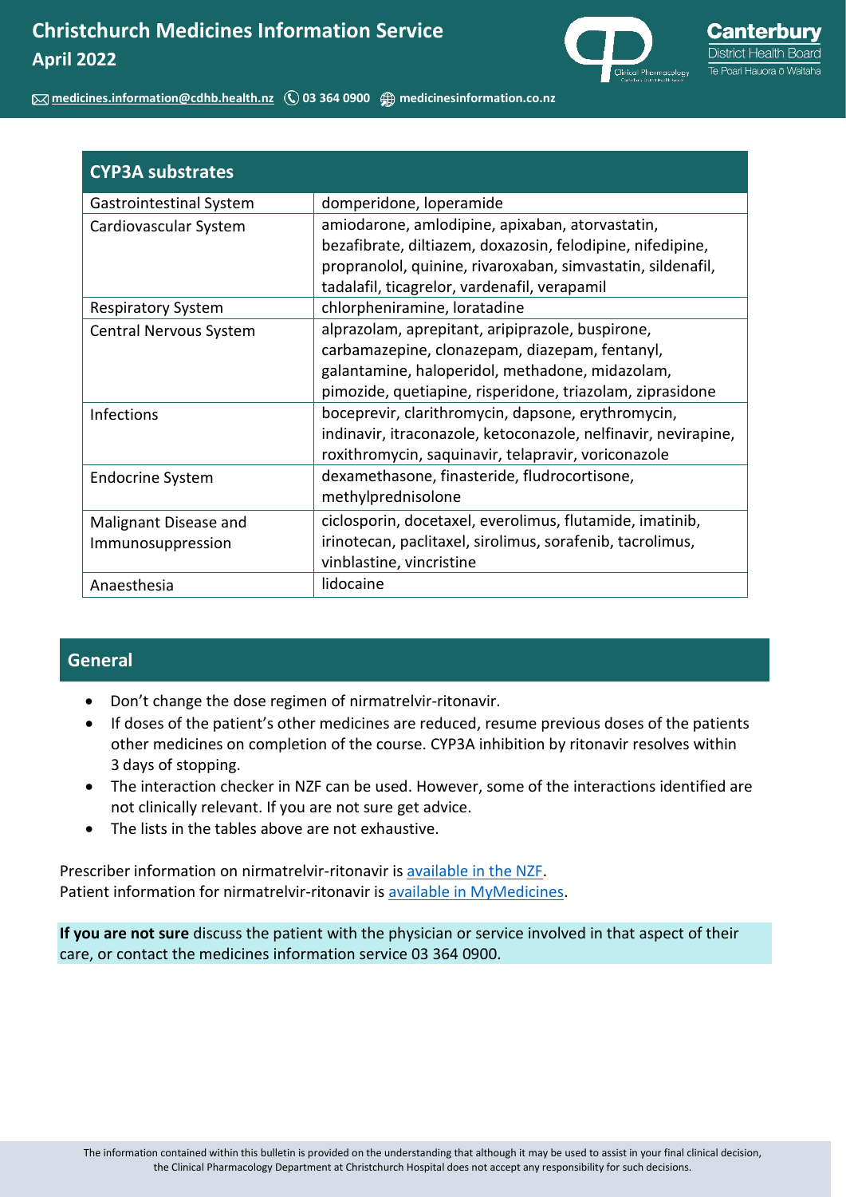| CYP3A substrates | |
|---|---|
| Gastrointestinal System | domperidone, loperamide |
| Cardiovascular System | amiodarone, amlodipine, apixaban, atorvastatin, bezafibrate, diltiazem, doxazosin, felodipine, nifedipine, propranolol, quinine, rivaroxaban, simvastatin, sildenafil, tadalafil, ticagrelor, vardenafil, verapamil |
| Respiratory System | chlorpheniramine, loratadine |
| Central Nervous System | alprazolam, aprepitant, aripiprazole, buspirone, carbamazepine, clonazepam, diazepam, fentanyl, galantamine, haloperidol, methadone, midazolam, pimozide, quetiapine, risperidone, triazolam, ziprasidone |
| Infections | boceprevir, clarithromycin, dapsone, erythromycin, indinavir, itraconazole, ketoconazole, nelfinavir, nevirapine, roxithromycin, saquinavir, telapravir, voriconazole |
| Endocrine System | dexamethasone, finasteride, fludrocortisone, methylprednisolone |
| Malignant Disease and Immunosuppression | ciclosporin, docetaxel, everolimus, flutamide, imatinib, irinotecan, paclitaxel, sirolimus, sorafenib, tacrolimus, vinblastine, vincristine |
| Anaesthesia | lidocaine |

## General

- Don't change the dose regimen of nirmatrelvir-ritonavir.
- If doses of the patient's other medicines are reduced, resume previous doses of the patients other medicines on completion of the course. CYP3A inhibition by ritonavir resolves within 3 days of stopping.
- The interaction checker in NZF can be used. However, some of the interactions identified are not clinically relevant. If you are not sure get advice.
- The lists in the tables above are not exhaustive.

Prescriber information on nirmatrelvir-ritonavir is available in the NZF.
Patient information for nirmatrelvir-ritonavir is available in MyMedicines.

**If you are not sure** discuss the patient with the physician or service involved in that aspect of their care, or contact the medicines information service 03 364 0900.

The information contained within this bulletin is provided on the understanding that although it may be used to assist in your final clinical decision, the Clinical Pharmacology Department at Christchurch Hospital does not accept any responsibility for such decisions.